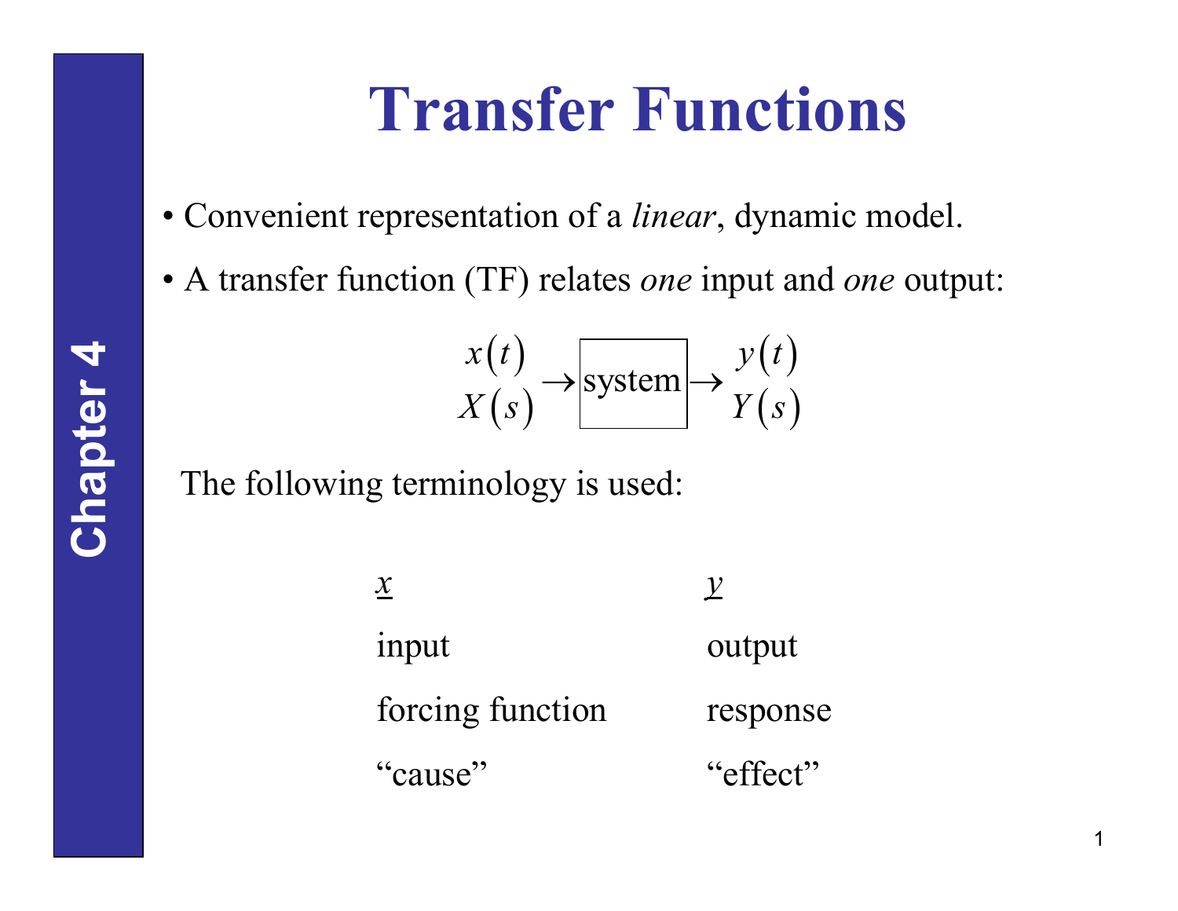# Transfer Functions

- Convenient representation of a *linear*, dynamic model.
- A transfer function (TF) relates *one* input and *one* output:

$$\begin{matrix} x(t) \\ X(s) \end{matrix} \rightarrow \boxed{\text{system}} \rightarrow \begin{matrix} y(t) \\ Y(s) \end{matrix}$$

The following terminology is used:

| $\underline{x}$ | $\underline{y}$ |
|---|---|
| input | output |
| forcing function | response |
| "cause" | "effect" |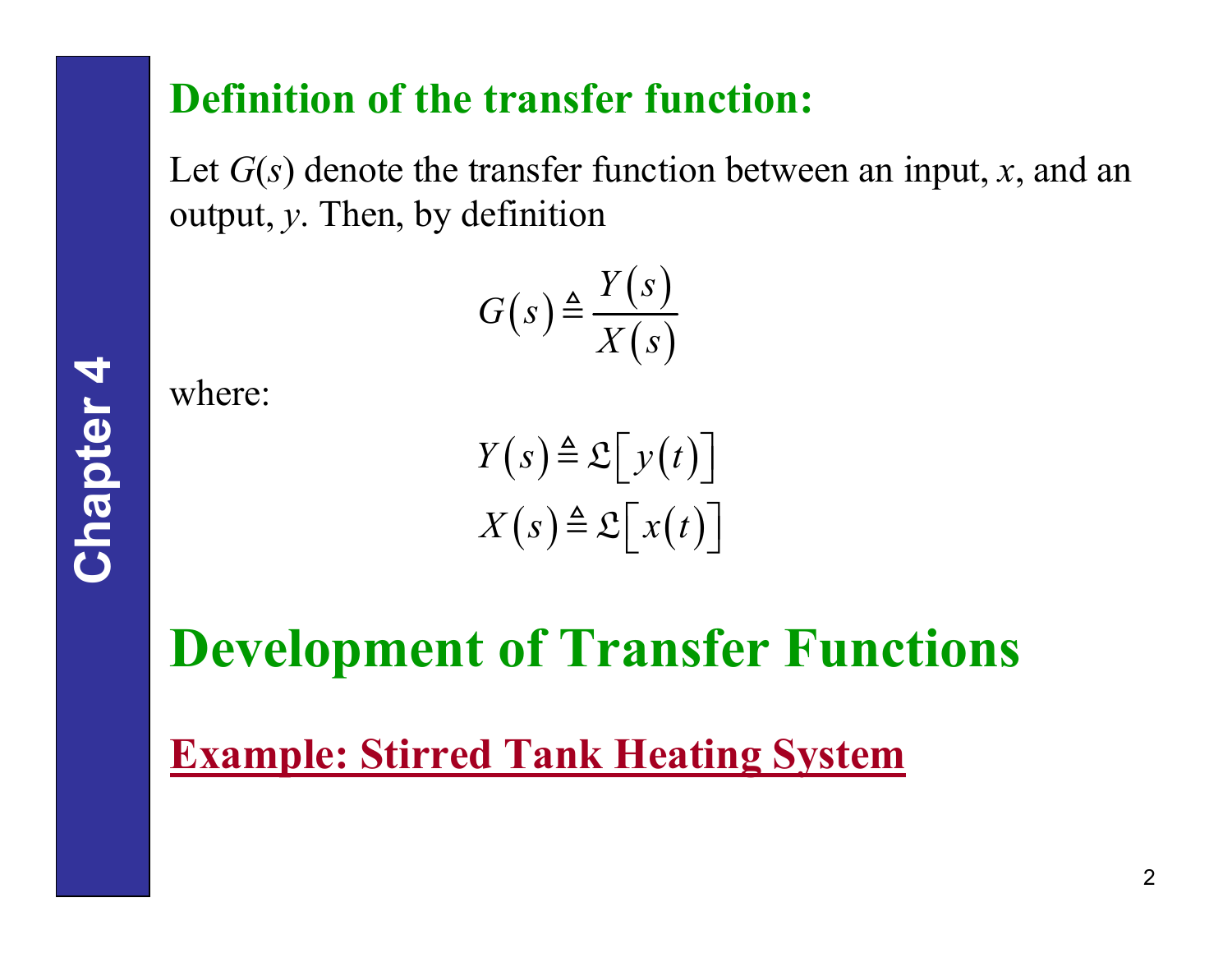## Definition of the transfer function:

Let $G(s)$ denote the transfer function between an input, $x$, and an output, $y$. Then, by definition

$$G(s) \triangleq \frac{Y(s)}{X(s)}$$

where:

$$Y(s) \triangleq \mathfrak{L}\left[y(t)\right]$$

$$X(s) \triangleq \mathfrak{L}\left[x(t)\right]$$

# Development of Transfer Functions

## Example: Stirred Tank Heating System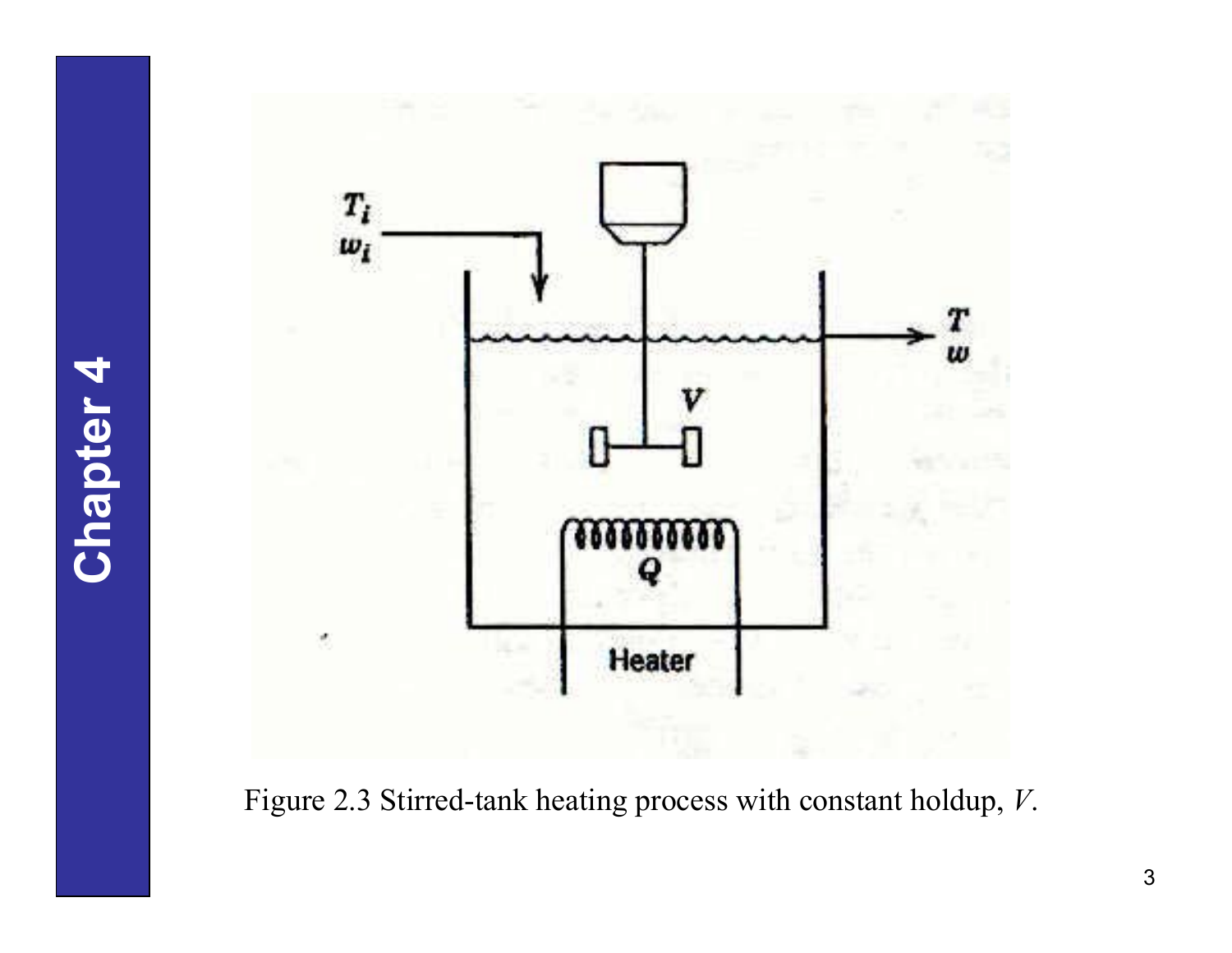Figure 2.3 Stirred-tank heating process with constant holdup, $V$.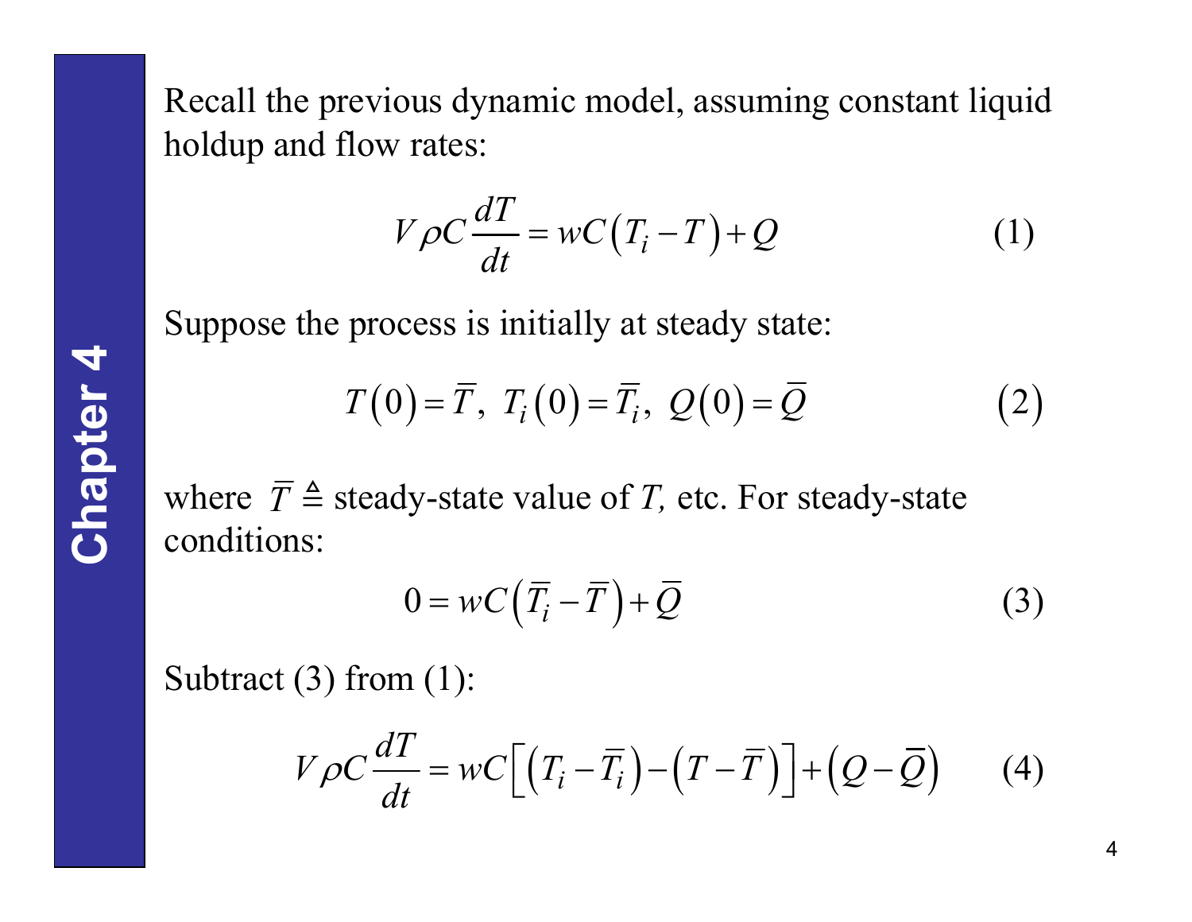Recall the previous dynamic model, assuming constant liquid holdup and flow rates:

$$V\rho C \frac{dT}{dt} = wC\left(T_i - T\right) + Q \qquad (1)$$

Suppose the process is initially at steady state:

$$T\left(0\right) = \bar{T},\ T_i\left(0\right) = \bar{T}_i,\ Q\left(0\right) = \bar{Q} \qquad (2)$$

where $\bar{T} \triangleq$ steady-state value of $T$, etc. For steady-state conditions:

$$0 = wC\left(\bar{T}_i - \bar{T}\right) + \bar{Q} \qquad (3)$$

Subtract (3) from (1):

$$V\rho C \frac{dT}{dt} = wC\left[\left(T_i - \bar{T}_i\right) - \left(T - \bar{T}\right)\right] + \left(Q - \bar{Q}\right) \qquad (4)$$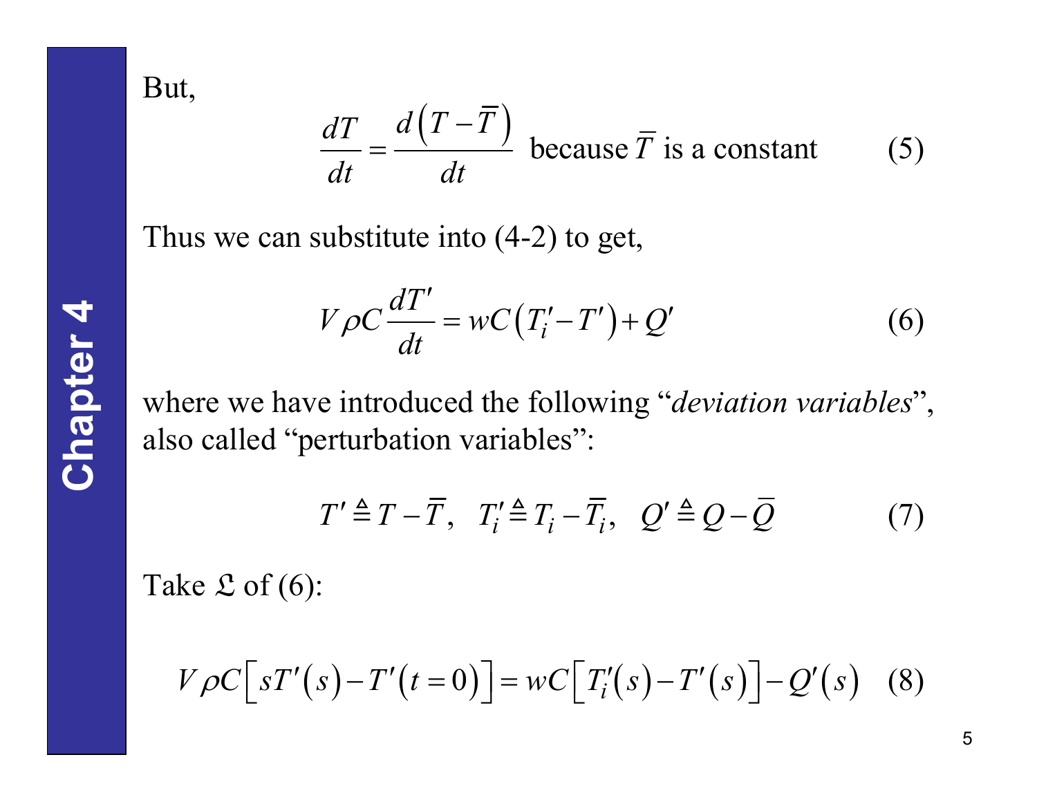But,

$$\frac{dT}{dt} = \frac{d\left(T - \overline{T}\right)}{dt} \text{ because } \overline{T} \text{ is a constant} \qquad (5)$$

Thus we can substitute into (4-2) to get,

$$V\rho C\frac{dT'}{dt} = wC\left(T_i' - T'\right) + Q' \qquad (6)$$

where we have introduced the following "*deviation variables*", also called "perturbation variables":

$$T' \triangleq T - \overline{T}, \quad T_i' \triangleq T_i - \overline{T}_i, \quad Q' \triangleq Q - \overline{Q} \qquad (7)$$

Take $\mathfrak{L}$ of (6):

$$V\rho C\left[sT'(s) - T'(t=0)\right] = wC\left[T_i'(s) - T'(s)\right] - Q'(s) \quad (8)$$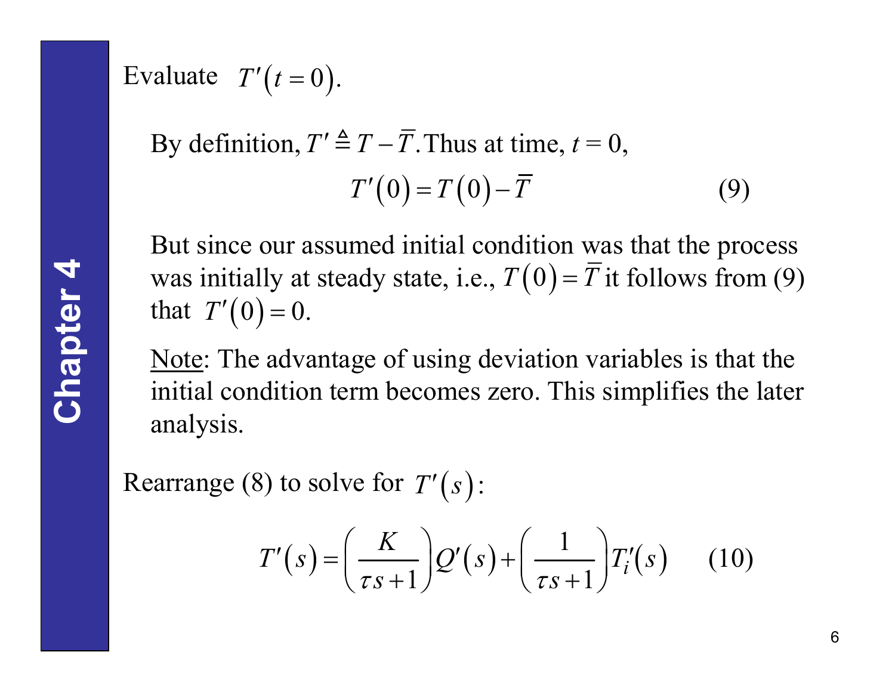Evaluate $T'(t=0)$.

By definition, $T' \triangleq T - \overline{T}$. Thus at time, $t = 0$,

$$T'(0) = T(0) - \overline{T} \tag{9}$$

But since our assumed initial condition was that the process was initially at steady state, i.e., $T(0) = \overline{T}$ it follows from (9) that $T'(0) = 0$.

<u>Note</u>: The advantage of using deviation variables is that the initial condition term becomes zero. This simplifies the later analysis.

Rearrange (8) to solve for $T'(s)$:

$$T'(s) = \left(\frac{K}{\tau s + 1}\right) Q'(s) + \left(\frac{1}{\tau s + 1}\right) T_i'(s) \tag{10}$$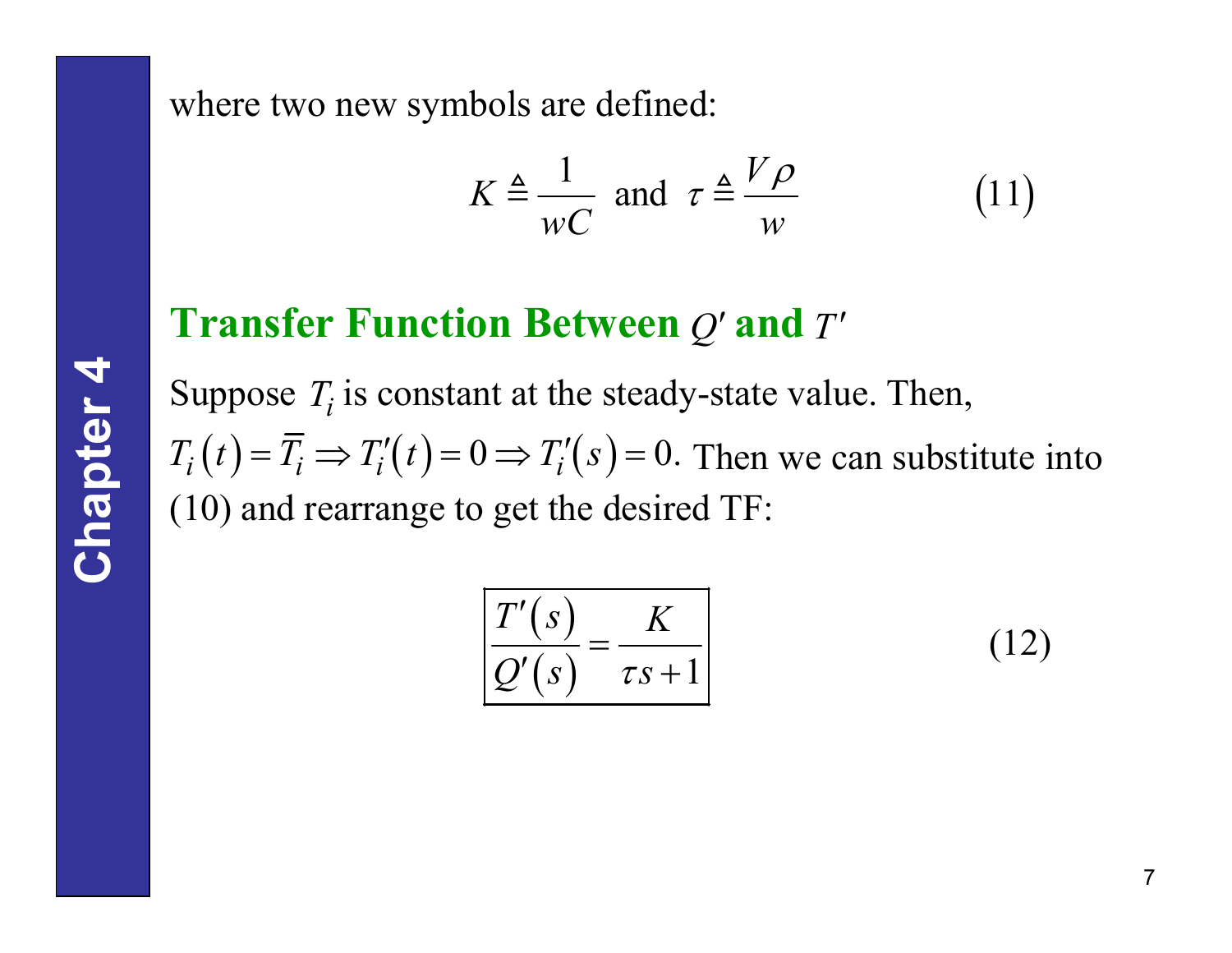where two new symbols are defined:

$$K \triangleq \frac{1}{wC} \quad \text{and} \quad \tau \triangleq \frac{V\rho}{w} \tag{11}$$

## Transfer Function Between $Q'$ and $T'$

Suppose $T_i$ is constant at the steady-state value. Then, $T_i(t) = \overline{T}_i \Rightarrow T_i'(t) = 0 \Rightarrow T_i'(s) = 0.$ Then we can substitute into (10) and rearrange to get the desired TF:

$$\boxed{\frac{T'(s)}{Q'(s)} = \frac{K}{\tau s + 1}} \tag{12}$$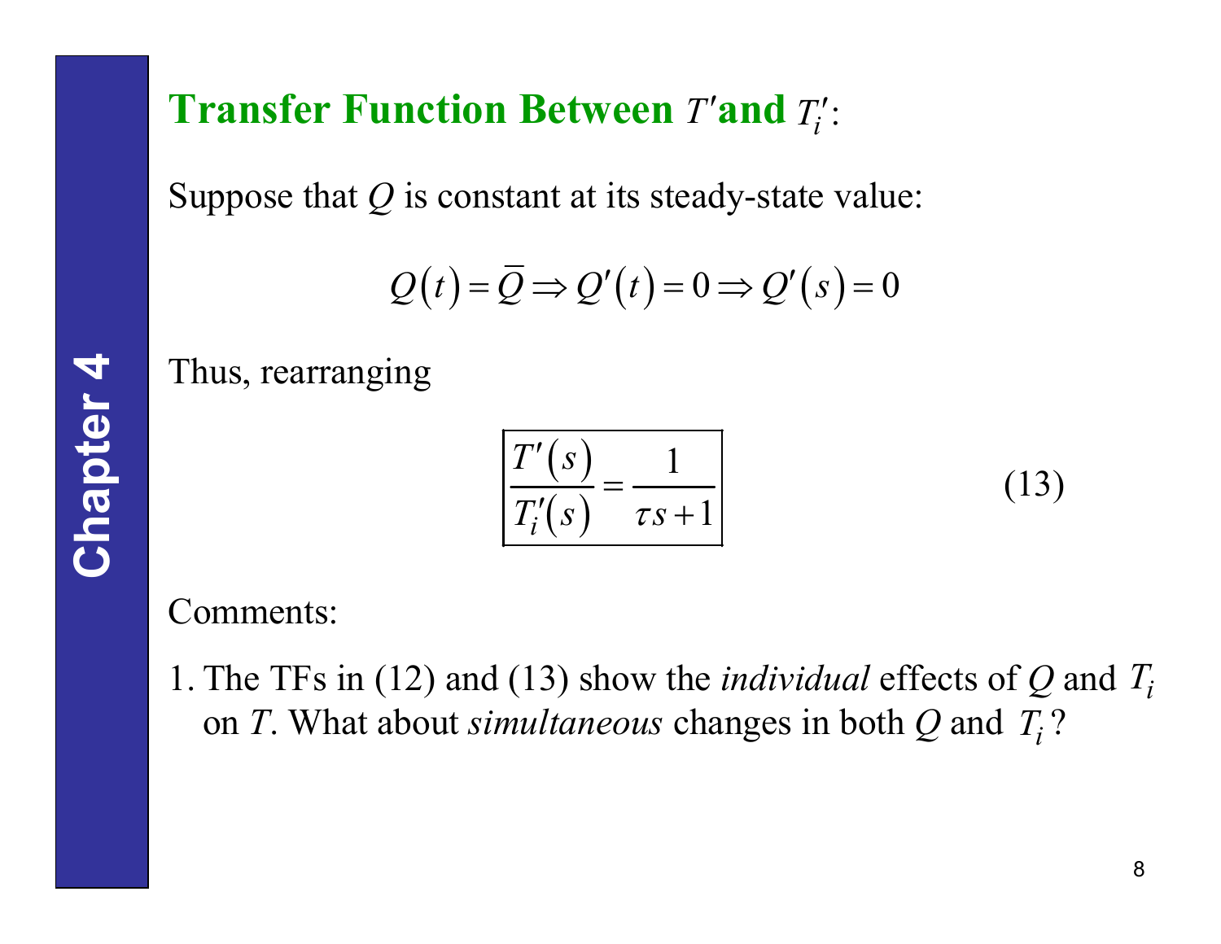## Transfer Function Between $T'$ and $T_i'$:

Suppose that $Q$ is constant at its steady-state value:

$$Q(t) = \bar{Q} \Rightarrow Q'(t) = 0 \Rightarrow Q'(s) = 0$$

Thus, rearranging

$$\boxed{\frac{T'(s)}{T_i'(s)} = \frac{1}{\tau s + 1}} \tag{13}$$

Comments:

1. The TFs in (12) and (13) show the *individual* effects of $Q$ and $T_i$ on $T$. What about *simultaneous* changes in both $Q$ and $T_i$?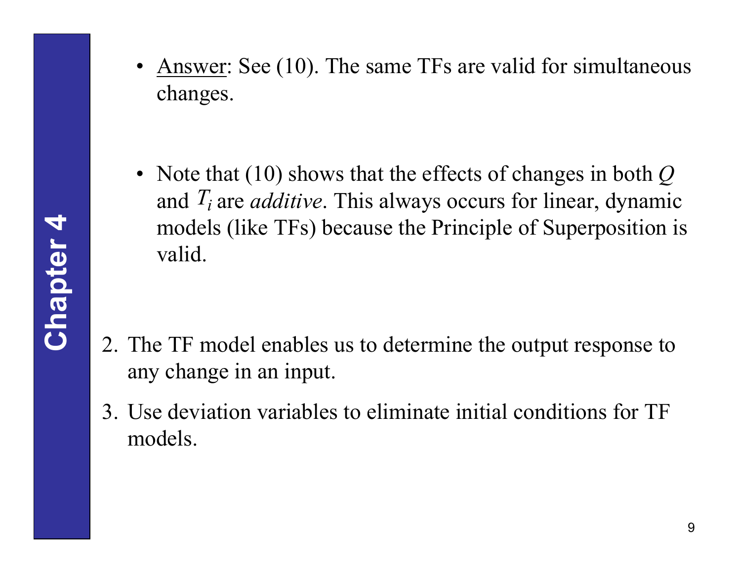- Answer: See (10). The same TFs are valid for simultaneous changes.

- Note that (10) shows that the effects of changes in both $Q$ and $T_i$ are *additive*. This always occurs for linear, dynamic models (like TFs) because the Principle of Superposition is valid.

2. The TF model enables us to determine the output response to any change in an input.
3. Use deviation variables to eliminate initial conditions for TF models.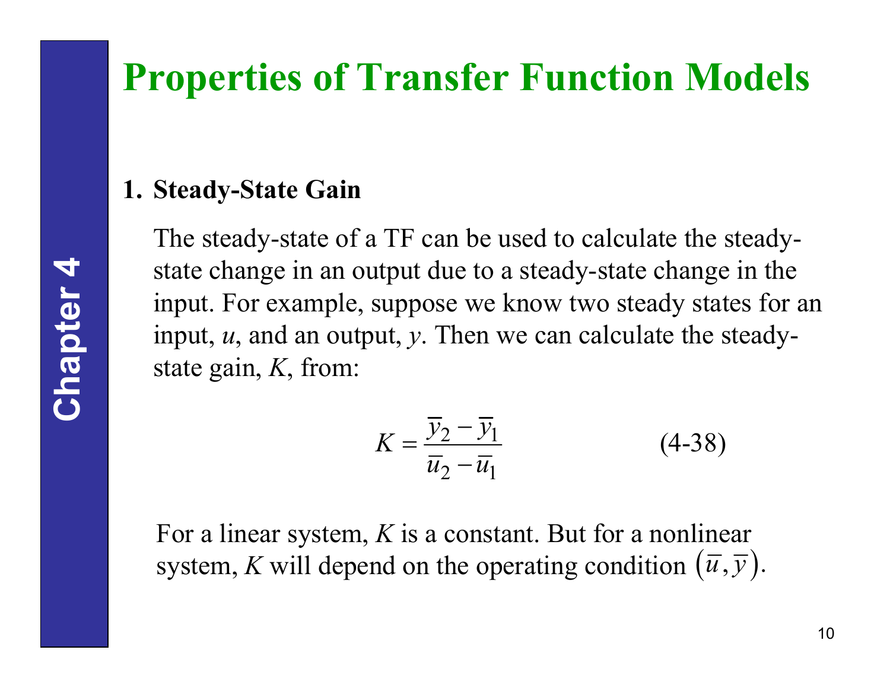# Properties of Transfer Function Models

## 1. Steady-State Gain

The steady-state of a TF can be used to calculate the steady-state change in an output due to a steady-state change in the input. For example, suppose we know two steady states for an input, $u$, and an output, $y$. Then we can calculate the steady-state gain, $K$, from:

$$K = \frac{\bar{y}_2 - \bar{y}_1}{\bar{u}_2 - \bar{u}_1} \qquad \text{(4-38)}$$

For a linear system, $K$ is a constant. But for a nonlinear system, $K$ will depend on the operating condition $(\bar{u}, \bar{y})$.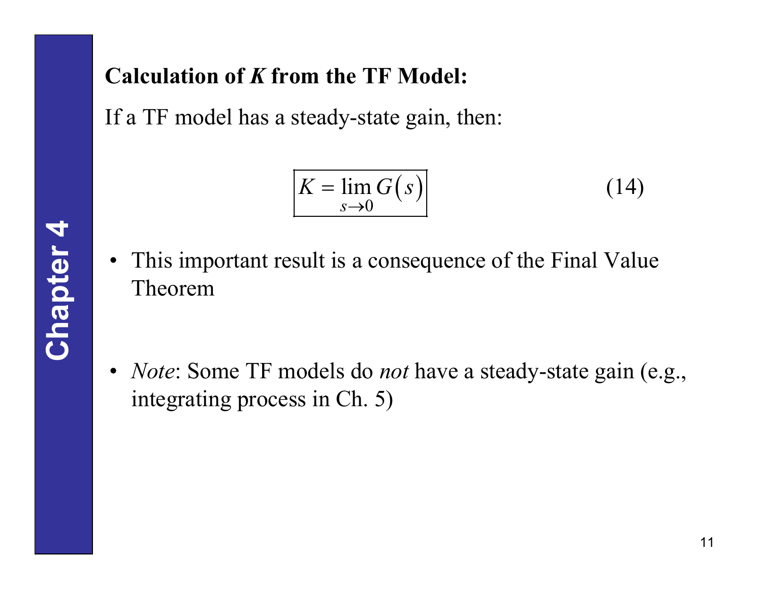### Calculation of *K* from the TF Model:

If a TF model has a steady-state gain, then:

$$\boxed{K = \lim_{s \to 0} G(s)} \tag{14}$$

- This important result is a consequence of the Final Value Theorem

- *Note*: Some TF models do *not* have a steady-state gain (e.g., integrating process in Ch. 5)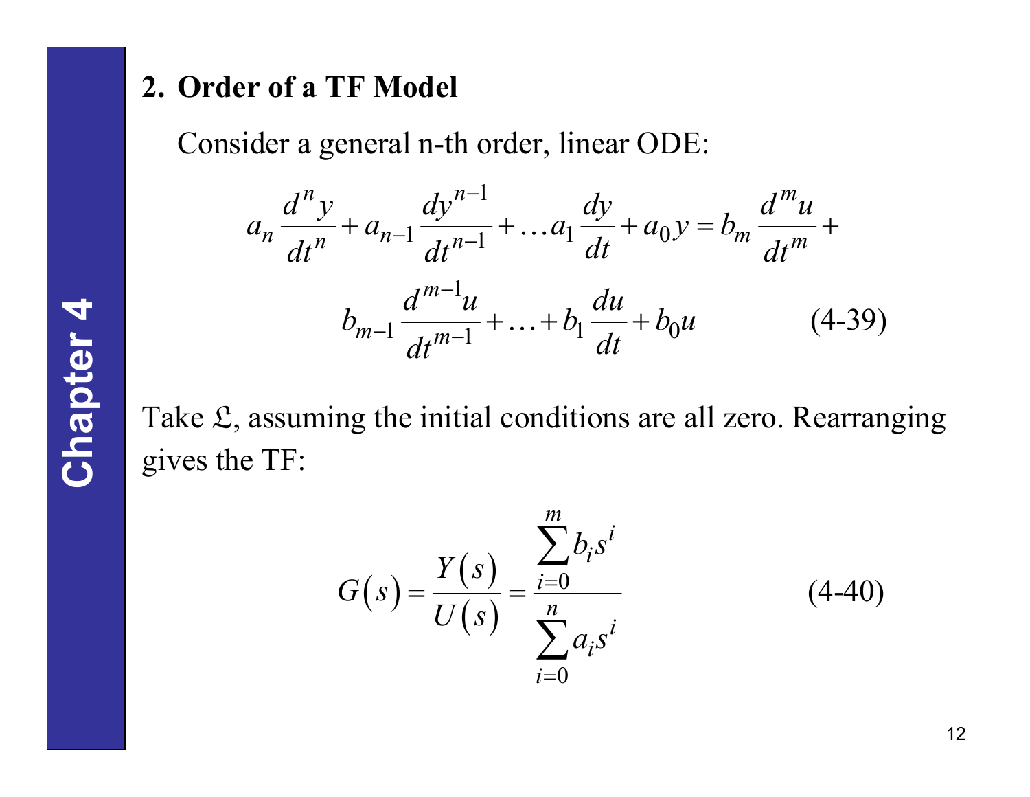## 2. Order of a TF Model

Consider a general n-th order, linear ODE:

$$a_n \frac{d^n y}{dt^n} + a_{n-1} \frac{dy^{n-1}}{dt^{n-1}} + \ldots a_1 \frac{dy}{dt} + a_0 y = b_m \frac{d^m u}{dt^m} + b_{m-1} \frac{d^{m-1} u}{dt^{m-1}} + \ldots + b_1 \frac{du}{dt} + b_0 u \qquad (4\text{-}39)$$

Take $\mathfrak{L}$, assuming the initial conditions are all zero. Rearranging gives the TF:

$$G(s) = \frac{Y(s)}{U(s)} = \frac{\sum_{i=0}^{m} b_i s^i}{\sum_{i=0}^{n} a_i s^i} \qquad (4\text{-}40)$$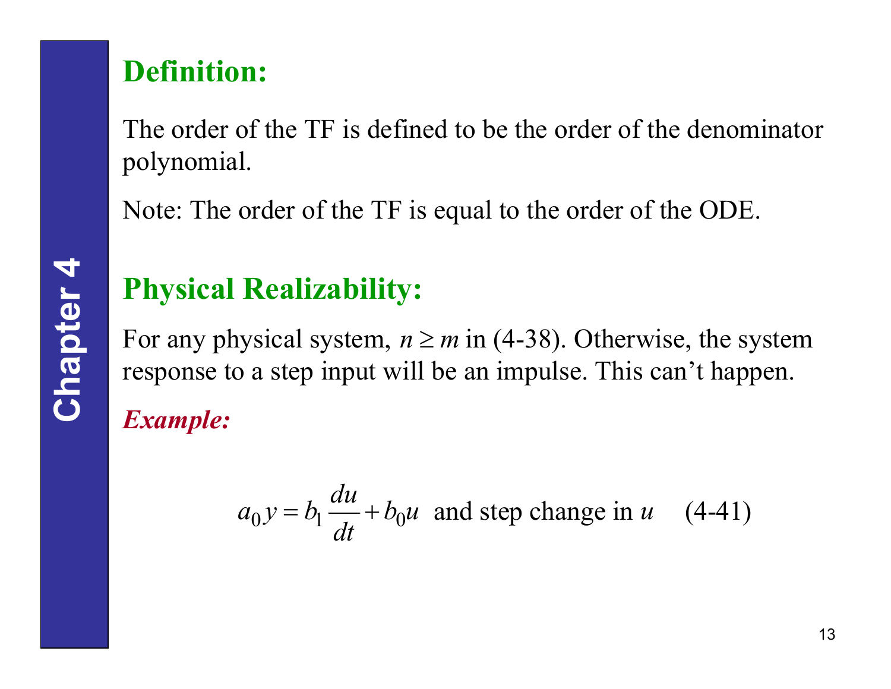## Definition:

The order of the TF is defined to be the order of the denominator polynomial.

Note: The order of the TF is equal to the order of the ODE.

## Physical Realizability:

For any physical system, $n \geq m$ in (4-38). Otherwise, the system response to a step input will be an impulse. This can't happen.

***Example:***

$$a_0 y = b_1 \frac{du}{dt} + b_0 u \quad \text{and step change in } u \qquad \text{(4-41)}$$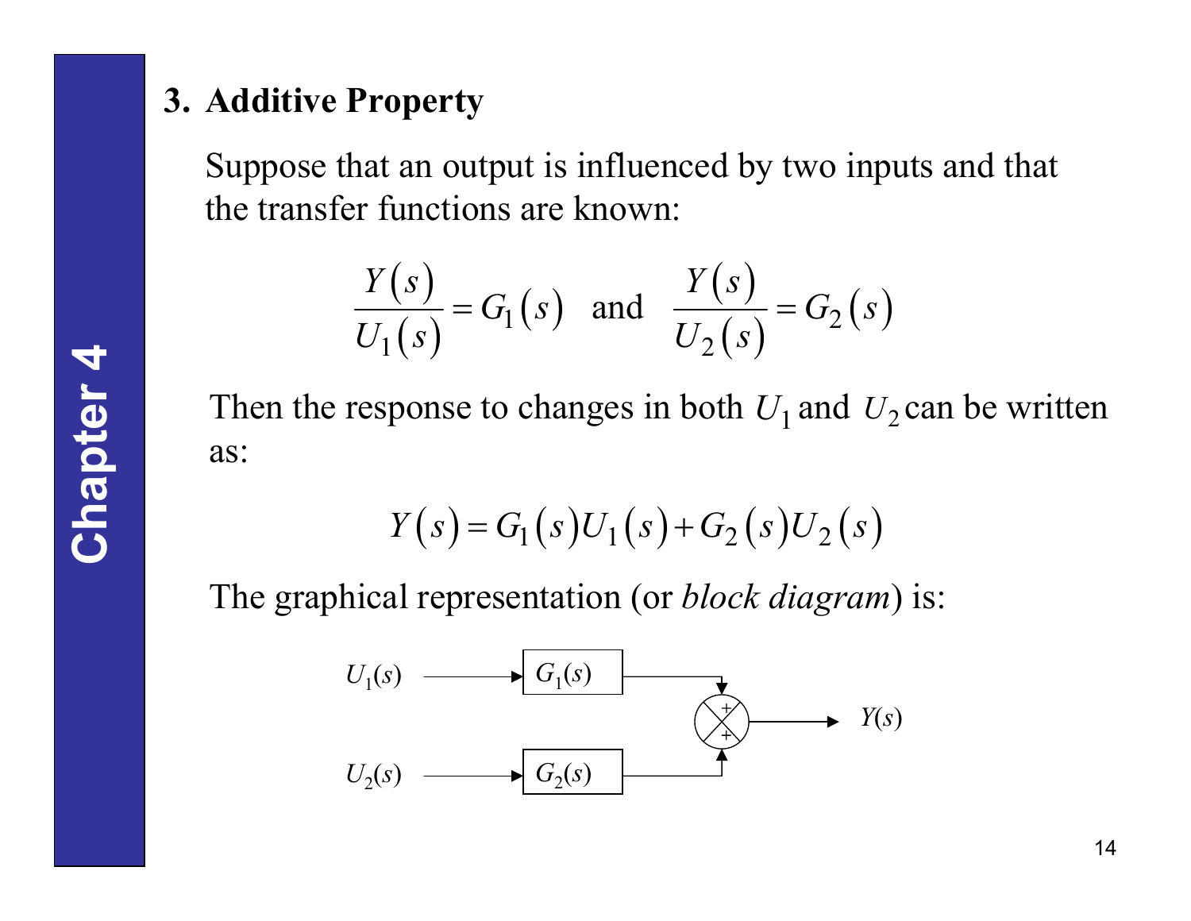### 3. Additive Property

Suppose that an output is influenced by two inputs and that the transfer functions are known:

$$\frac{Y(s)}{U_1(s)} = G_1(s) \quad \text{and} \quad \frac{Y(s)}{U_2(s)} = G_2(s)$$

Then the response to changes in both $U_1$ and $U_2$ can be written as:

$$Y(s) = G_1(s)U_1(s) + G_2(s)U_2(s)$$

The graphical representation (or *block diagram*) is:

$U_1(s)$ → $G_1(s)$ → (+) ⊗ → $Y(s)$

$U_2(s)$ → $G_2(s)$ → (+) ⊗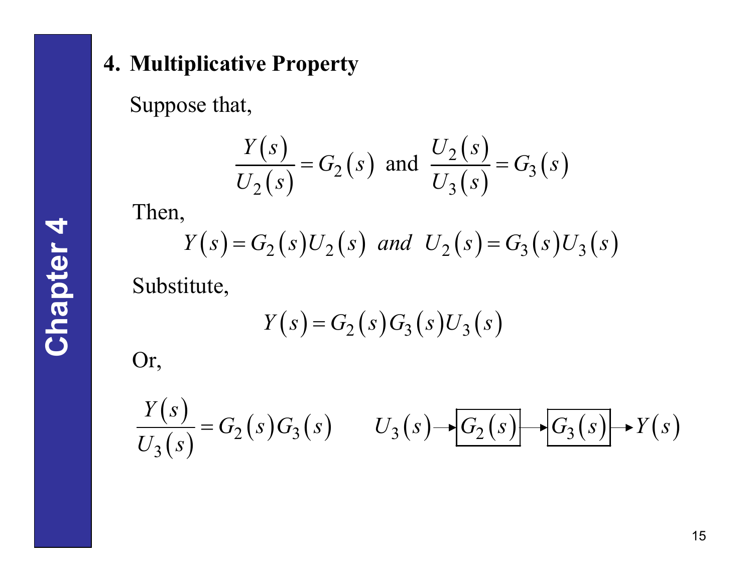## 4. Multiplicative Property

Suppose that,

$$\frac{Y(s)}{U_2(s)} = G_2(s) \text{ and } \frac{U_2(s)}{U_3(s)} = G_3(s)$$

Then,

$$Y(s) = G_2(s)U_2(s) \;\; \textit{and} \;\; U_2(s) = G_3(s)U_3(s)$$

Substitute,

$$Y(s) = G_2(s)G_3(s)U_3(s)$$

Or,

$$\frac{Y(s)}{U_3(s)} = G_2(s)G_3(s) \qquad U_3(s) \rightarrow \boxed{G_2(s)} \rightarrow \boxed{G_3(s)} \rightarrow Y(s)$$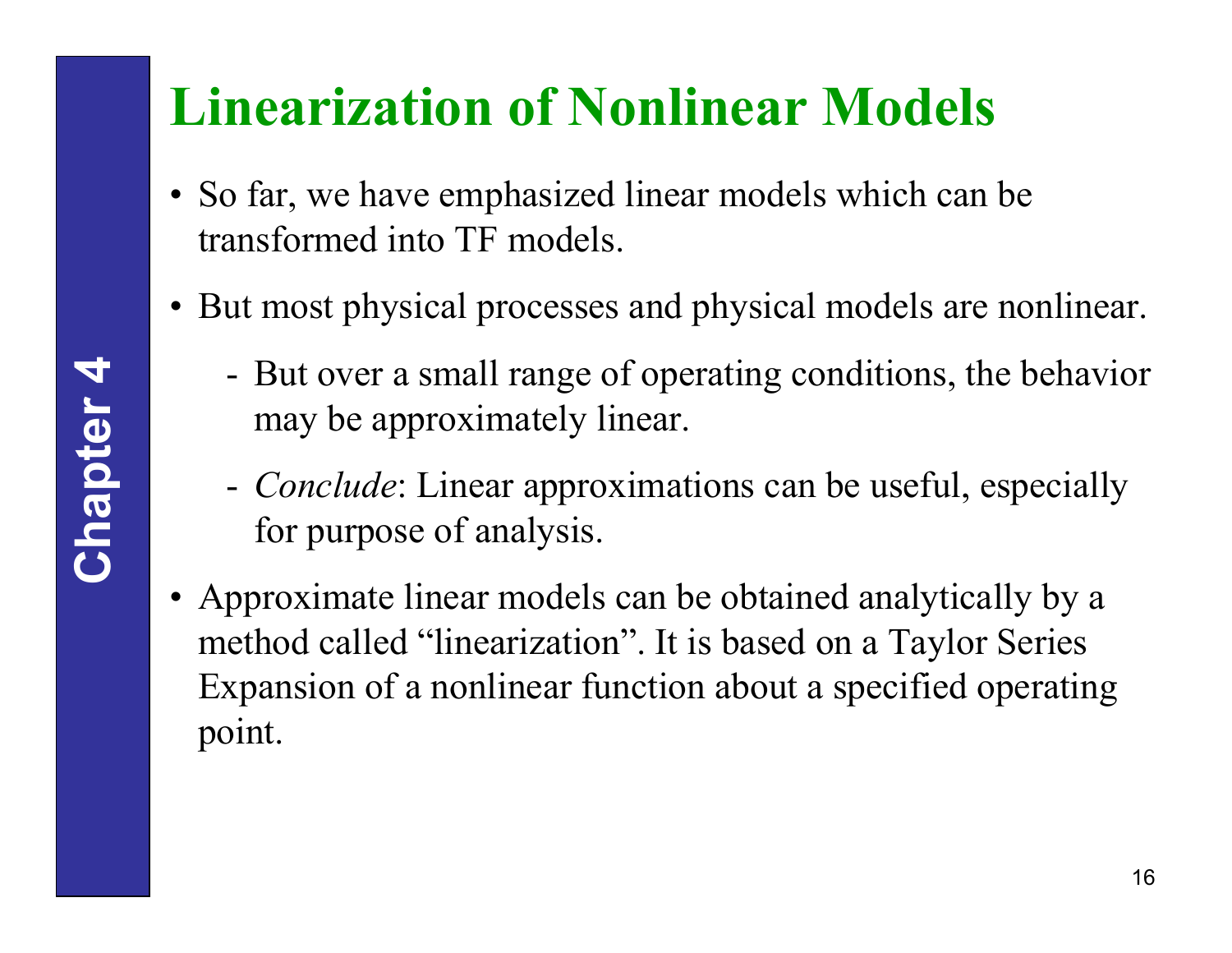# Linearization of Nonlinear Models

- So far, we have emphasized linear models which can be transformed into TF models.
- But most physical processes and physical models are nonlinear.
  - But over a small range of operating conditions, the behavior may be approximately linear.
  - *Conclude*: Linear approximations can be useful, especially for purpose of analysis.
- Approximate linear models can be obtained analytically by a method called "linearization". It is based on a Taylor Series Expansion of a nonlinear function about a specified operating point.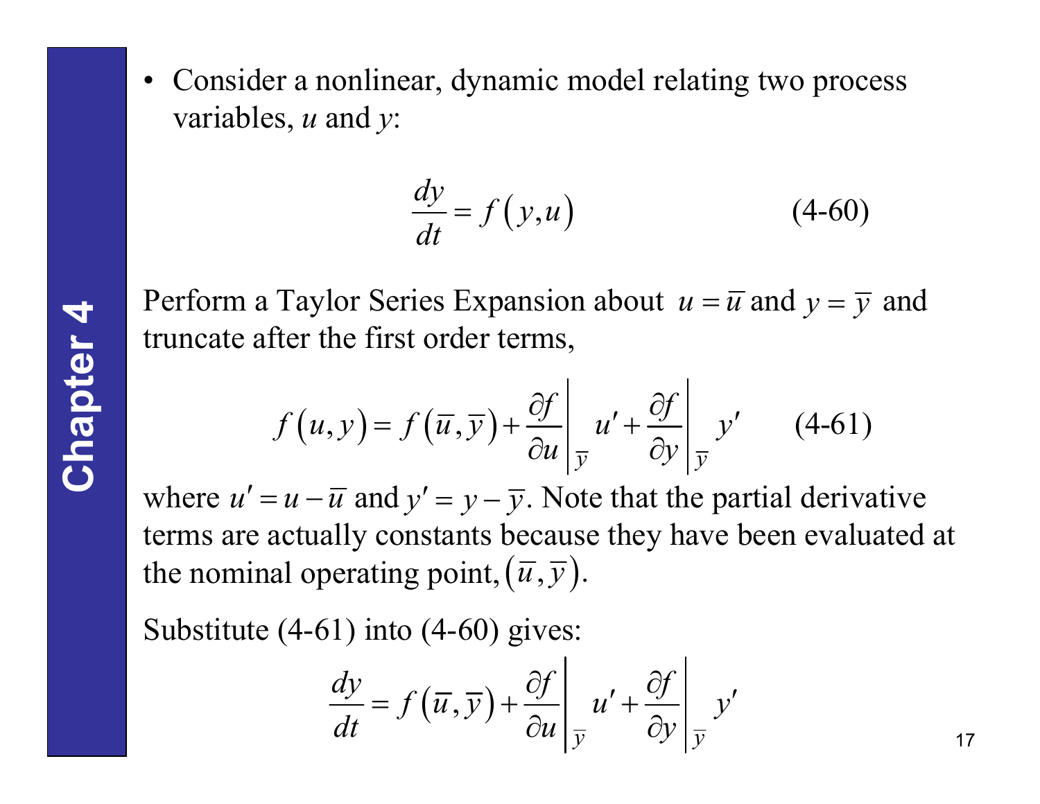- Consider a nonlinear, dynamic model relating two process variables, $u$ and $y$:

$$\frac{dy}{dt} = f\left(y, u\right) \tag{4-60}$$

Perform a Taylor Series Expansion about $u = \bar{u}$ and $y = \bar{y}$ and truncate after the first order terms,

$$f\left(u, y\right) = f\left(\bar{u}, \bar{y}\right) + \left.\frac{\partial f}{\partial u}\right|_{\bar{y}} u' + \left.\frac{\partial f}{\partial y}\right|_{\bar{y}} y' \tag{4-61}$$

where $u' = u - \bar{u}$ and $y' = y - \bar{y}$. Note that the partial derivative terms are actually constants because they have been evaluated at the nominal operating point, $\left(\bar{u}, \bar{y}\right)$.

Substitute (4-61) into (4-60) gives:

$$\frac{dy}{dt} = f\left(\bar{u}, \bar{y}\right) + \left.\frac{\partial f}{\partial u}\right|_{\bar{y}} u' + \left.\frac{\partial f}{\partial y}\right|_{\bar{y}} y'$$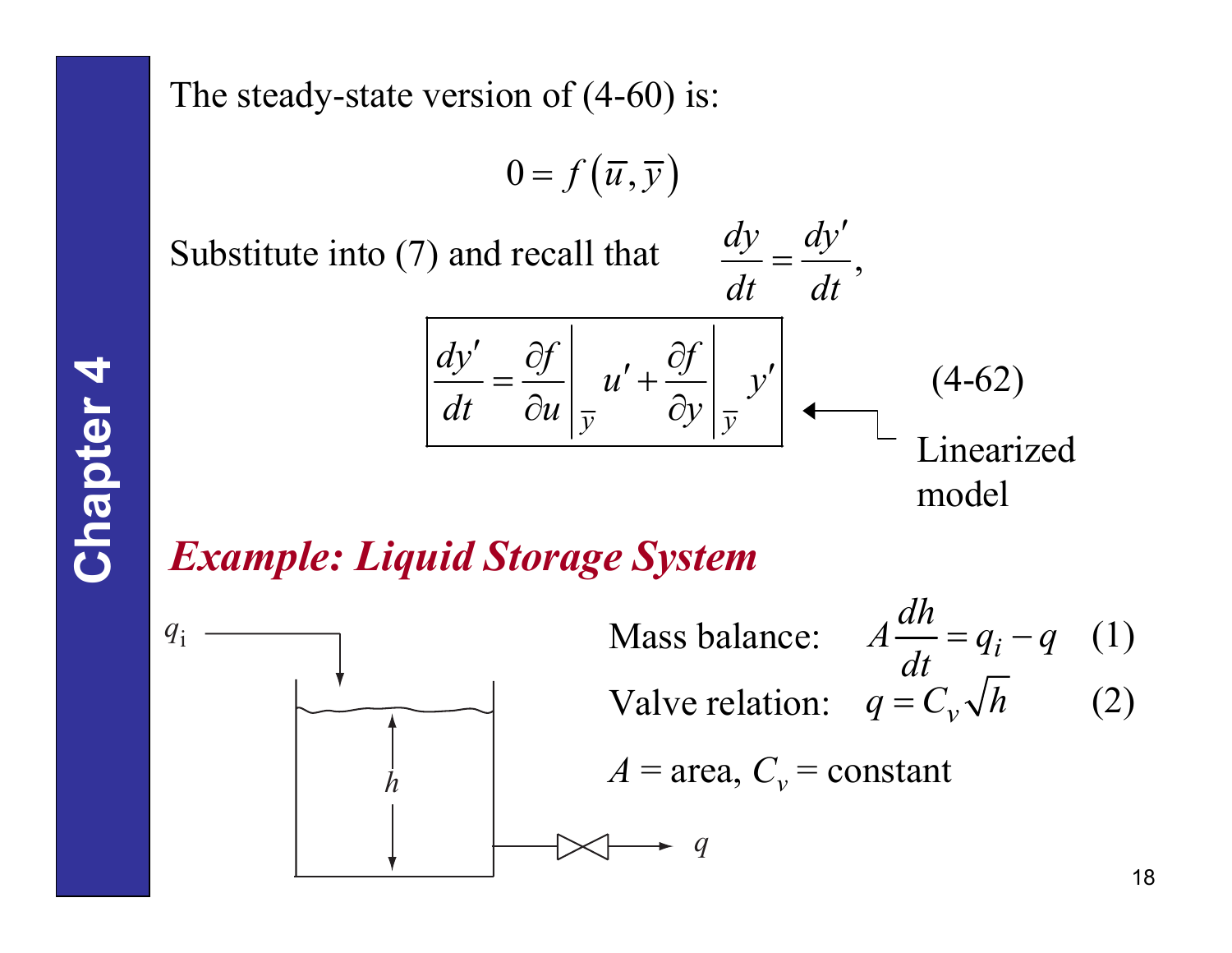The steady-state version of (4-60) is:

$$0 = f\left(\bar{u}, \bar{y}\right)$$

Substitute into (7) and recall that $\dfrac{dy}{dt} = \dfrac{dy'}{dt}$,

$$\boxed{\frac{dy'}{dt} = \left.\frac{\partial f}{\partial u}\right|_{\bar{y}} u' + \left.\frac{\partial f}{\partial y}\right|_{\bar{y}} y'} \qquad \text{(4-62)}$$

← Linearized model

## *Example: Liquid Storage System*

Mass balance: $\quad A\dfrac{dh}{dt} = q_i - q \quad$ (1)

Valve relation: $\quad q = C_v\sqrt{h} \quad$ (2)

$A$ = area, $C_v$ = constant

$q_i$, $h$, $q$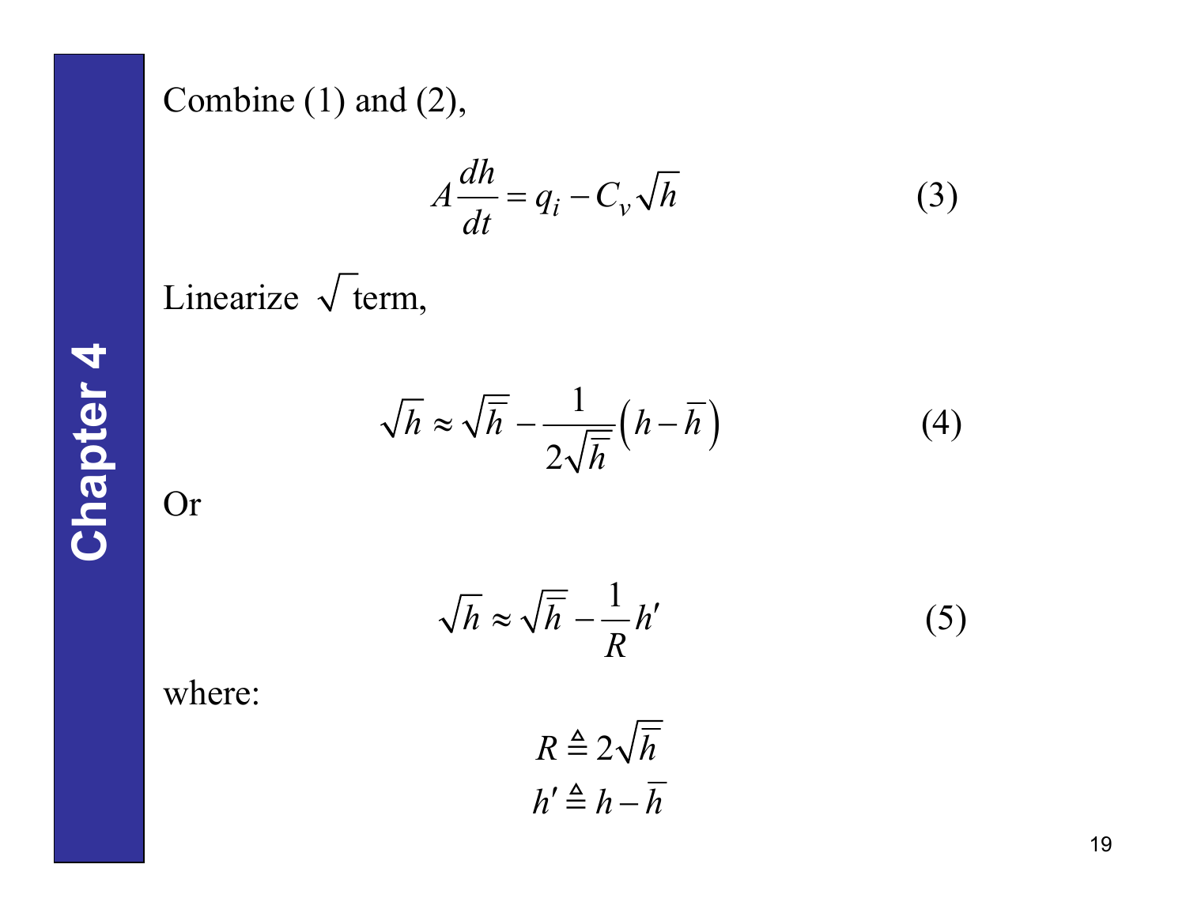Combine (1) and (2),

$$A\frac{dh}{dt} = q_i - C_v\sqrt{h} \tag{3}$$

Linearize $\sqrt{\ }$ term,

$$\sqrt{h} \approx \sqrt{\bar{h}} - \frac{1}{2\sqrt{\bar{h}}}\left(h - \bar{h}\right) \tag{4}$$

Or

$$\sqrt{h} \approx \sqrt{\bar{h}} - \frac{1}{R}h' \tag{5}$$

where:

$$R \triangleq 2\sqrt{\bar{h}}$$

$$h' \triangleq h - \bar{h}$$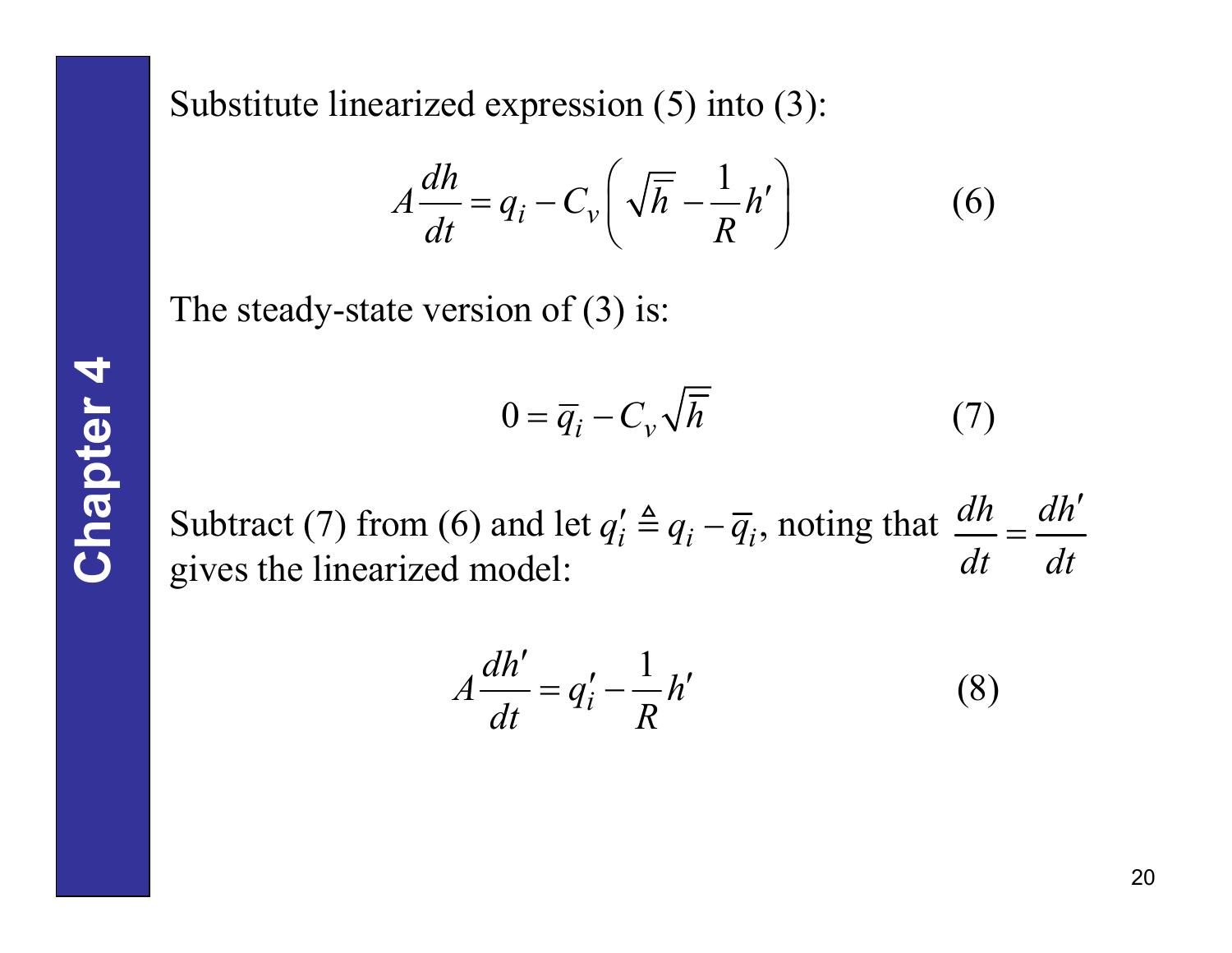Substitute linearized expression (5) into (3):

$$A\frac{dh}{dt} = q_i - C_v\left(\sqrt{\bar{h}} - \frac{1}{R}h'\right) \tag{6}$$

The steady-state version of (3) is:

$$0 = \bar{q}_i - C_v\sqrt{\bar{h}} \tag{7}$$

Subtract (7) from (6) and let $q_i' \triangleq q_i - \bar{q}_i$, noting that $\dfrac{dh}{dt} = \dfrac{dh'}{dt}$ gives the linearized model:

$$A\frac{dh'}{dt} = q_i' - \frac{1}{R}h' \tag{8}$$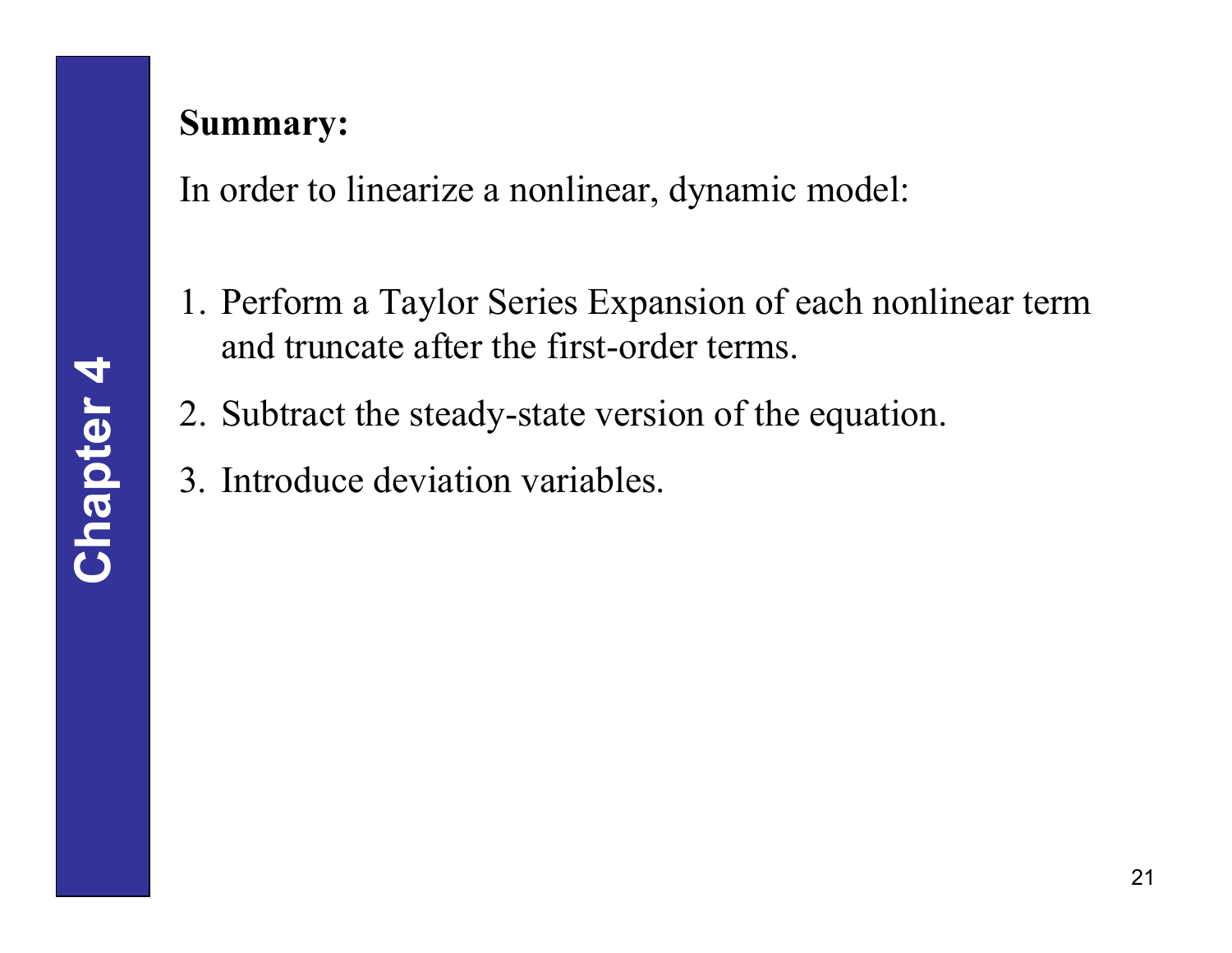**Summary:**

In order to linearize a nonlinear, dynamic model:

1. Perform a Taylor Series Expansion of each nonlinear term and truncate after the first-order terms.
2. Subtract the steady-state version of the equation.
3. Introduce deviation variables.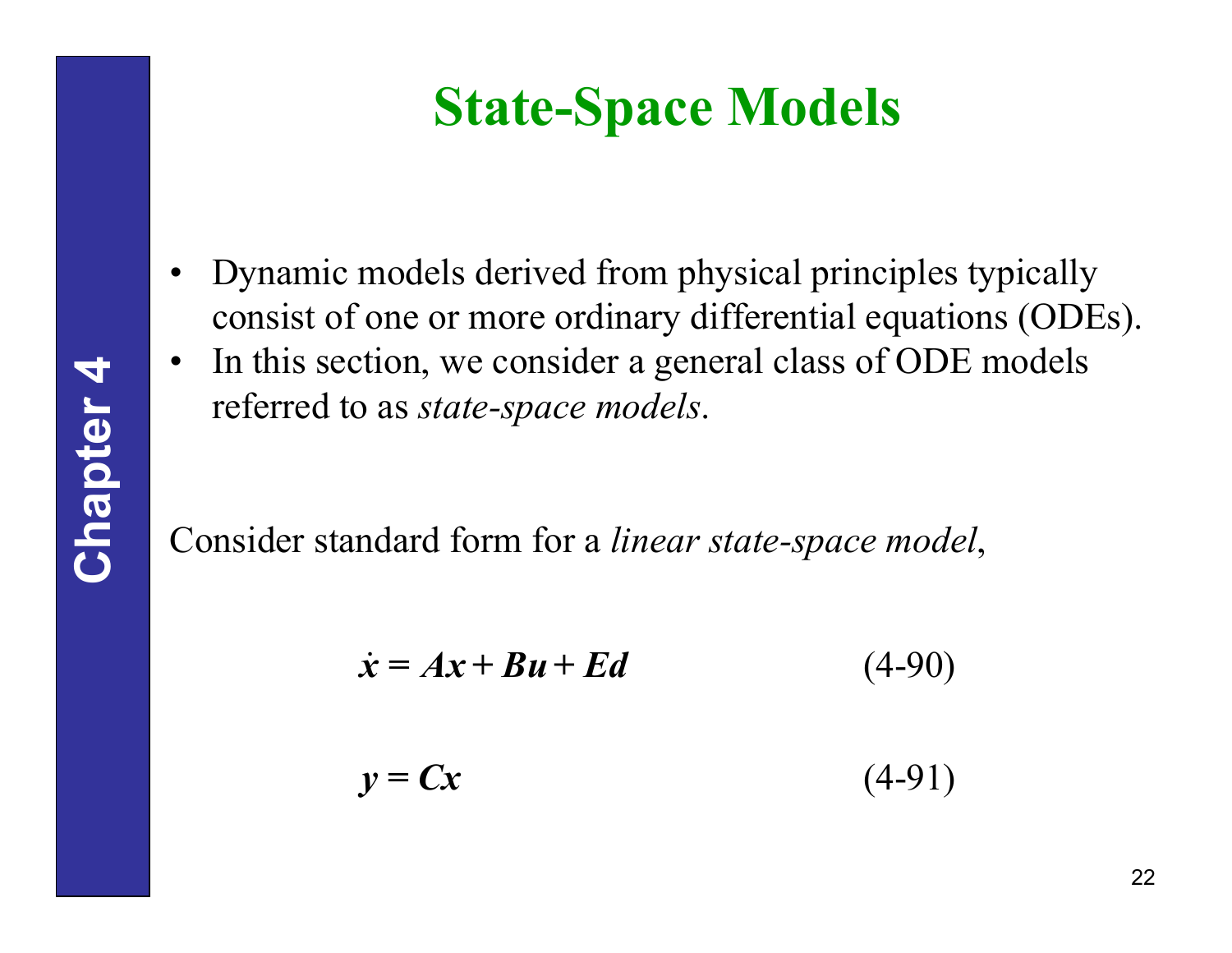# State-Space Models

- Dynamic models derived from physical principles typically consist of one or more ordinary differential equations (ODEs).
- In this section, we consider a general class of ODE models referred to as *state-space models*.

Consider standard form for a *linear state-space model*,

$$\dot{\boldsymbol{x}} = \boldsymbol{A}\boldsymbol{x} + \boldsymbol{B}\boldsymbol{u} + \boldsymbol{E}\boldsymbol{d} \tag{4-90}$$

$$\boldsymbol{y} = \boldsymbol{C}\boldsymbol{x} \tag{4-91}$$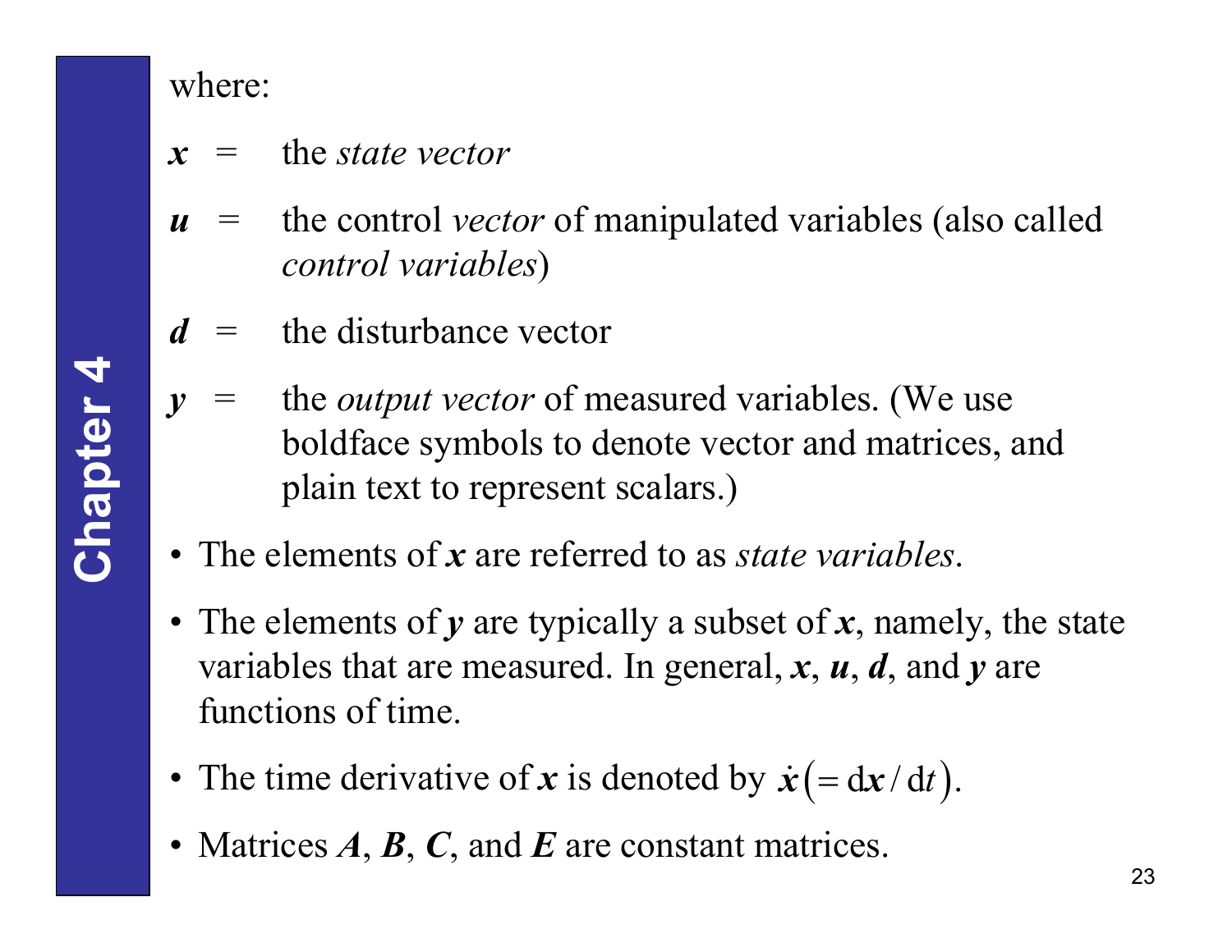where:

$\boldsymbol{x}$ = the *state vector*

$\boldsymbol{u}$ = the control *vector* of manipulated variables (also called *control variables*)

$\boldsymbol{d}$ = the disturbance vector

$\boldsymbol{y}$ = the *output vector* of measured variables. (We use boldface symbols to denote vector and matrices, and plain text to represent scalars.)

- The elements of $\boldsymbol{x}$ are referred to as *state variables*.
- The elements of $\boldsymbol{y}$ are typically a subset of $\boldsymbol{x}$, namely, the state variables that are measured. In general, $\boldsymbol{x}$, $\boldsymbol{u}$, $\boldsymbol{d}$, and $\boldsymbol{y}$ are functions of time.
- The time derivative of $\boldsymbol{x}$ is denoted by $\dot{\boldsymbol{x}}\left(= \mathrm{d}\boldsymbol{x}/\mathrm{d}t\right)$.
- Matrices $\boldsymbol{A}$, $\boldsymbol{B}$, $\boldsymbol{C}$, and $\boldsymbol{E}$ are constant matrices.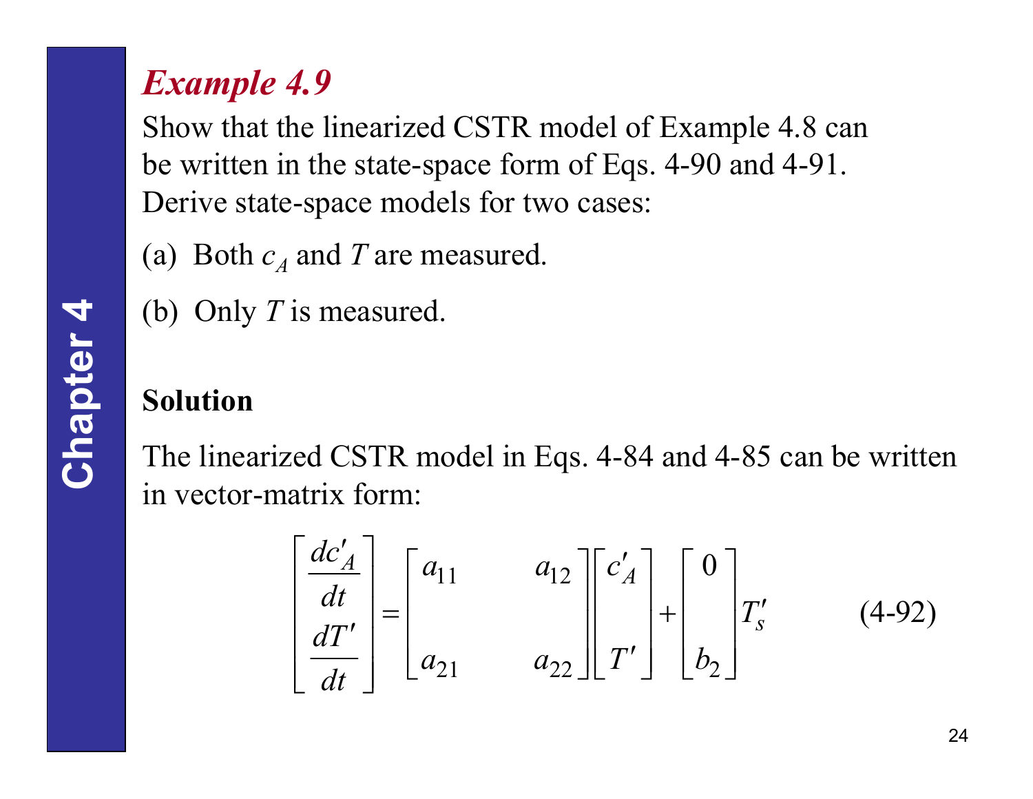## Example 4.9

Show that the linearized CSTR model of Example 4.8 can be written in the state-space form of Eqs. 4-90 and 4-91. Derive state-space models for two cases:

(a) Both $c_A$ and $T$ are measured.

(b) Only $T$ is measured.

**Solution**

The linearized CSTR model in Eqs. 4-84 and 4-85 can be written in vector-matrix form:

$$\begin{bmatrix} \dfrac{dc'_A}{dt} \\ \dfrac{dT'}{dt} \end{bmatrix} = \begin{bmatrix} a_{11} & a_{12} \\ a_{21} & a_{22} \end{bmatrix} \begin{bmatrix} c'_A \\ T' \end{bmatrix} + \begin{bmatrix} 0 \\ b_2 \end{bmatrix} T'_s \qquad (4\text{-}92)$$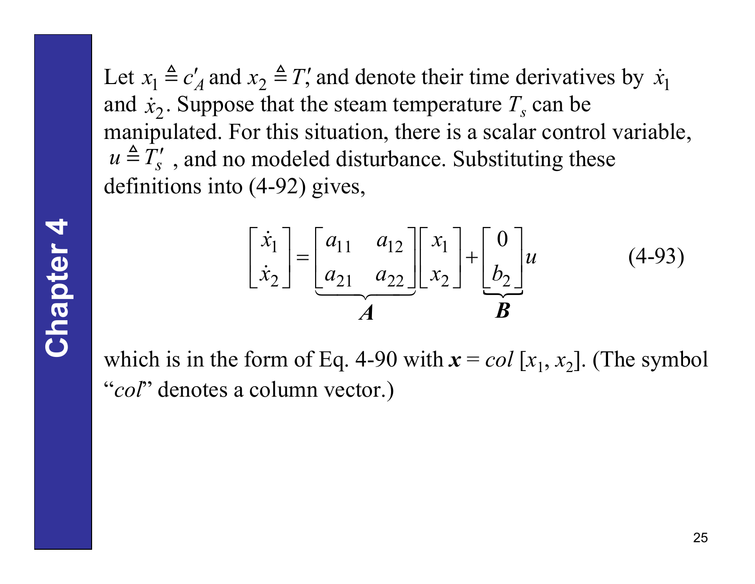Let $x_1 \triangleq c'_A$ and $x_2 \triangleq T'$, and denote their time derivatives by $\dot{x}_1$ and $\dot{x}_2$. Suppose that the steam temperature $T_s$ can be manipulated. For this situation, there is a scalar control variable, $u \triangleq T'_s$ , and no modeled disturbance. Substituting these definitions into (4-92) gives,

$$\begin{bmatrix} \dot{x}_1 \\ \dot{x}_2 \end{bmatrix} = \underbrace{\begin{bmatrix} a_{11} & a_{12} \\ a_{21} & a_{22} \end{bmatrix}}_{\boldsymbol{A}} \begin{bmatrix} x_1 \\ x_2 \end{bmatrix} + \underbrace{\begin{bmatrix} 0 \\ b_2 \end{bmatrix}}_{\boldsymbol{B}} u \qquad \text{(4-93)}$$

which is in the form of Eq. 4-90 with $\boldsymbol{x} = col\,[x_1, x_2]$. (The symbol "*col*" denotes a column vector.)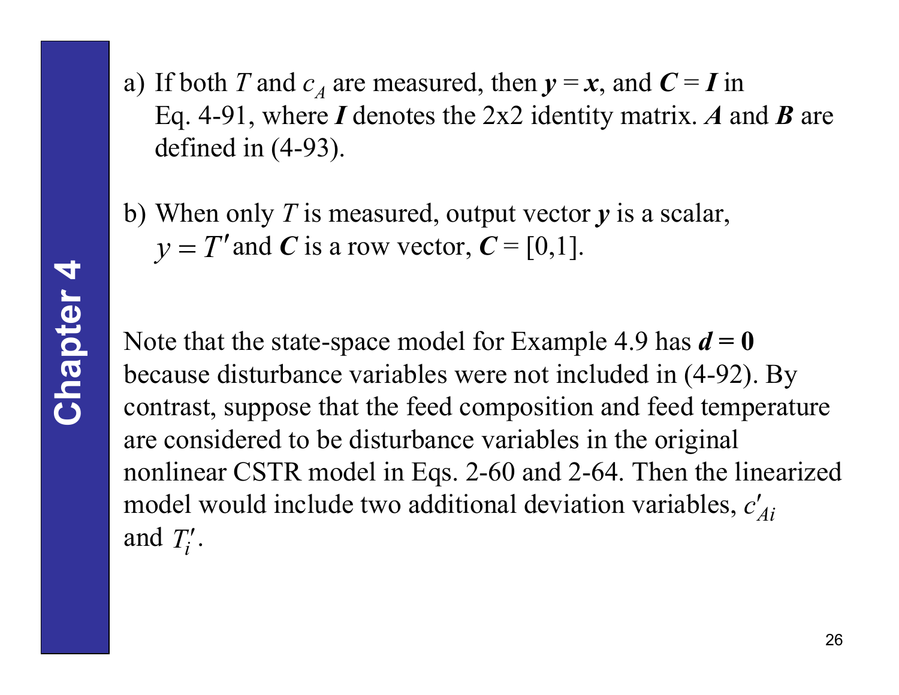a) If both $T$ and $c_A$ are measured, then $\boldsymbol{y} = \boldsymbol{x}$, and $\boldsymbol{C} = \boldsymbol{I}$ in Eq. 4-91, where $\boldsymbol{I}$ denotes the 2x2 identity matrix. $\boldsymbol{A}$ and $\boldsymbol{B}$ are defined in (4-93).

b) When only $T$ is measured, output vector $\boldsymbol{y}$ is a scalar, $y = T'$ and $\boldsymbol{C}$ is a row vector, $\boldsymbol{C} = [0,1]$.

Note that the state-space model for Example 4.9 has $\boldsymbol{d} = \mathbf{0}$ because disturbance variables were not included in (4-92). By contrast, suppose that the feed composition and feed temperature are considered to be disturbance variables in the original nonlinear CSTR model in Eqs. 2-60 and 2-64. Then the linearized model would include two additional deviation variables, $c'_{Ai}$ and $T'_i$.